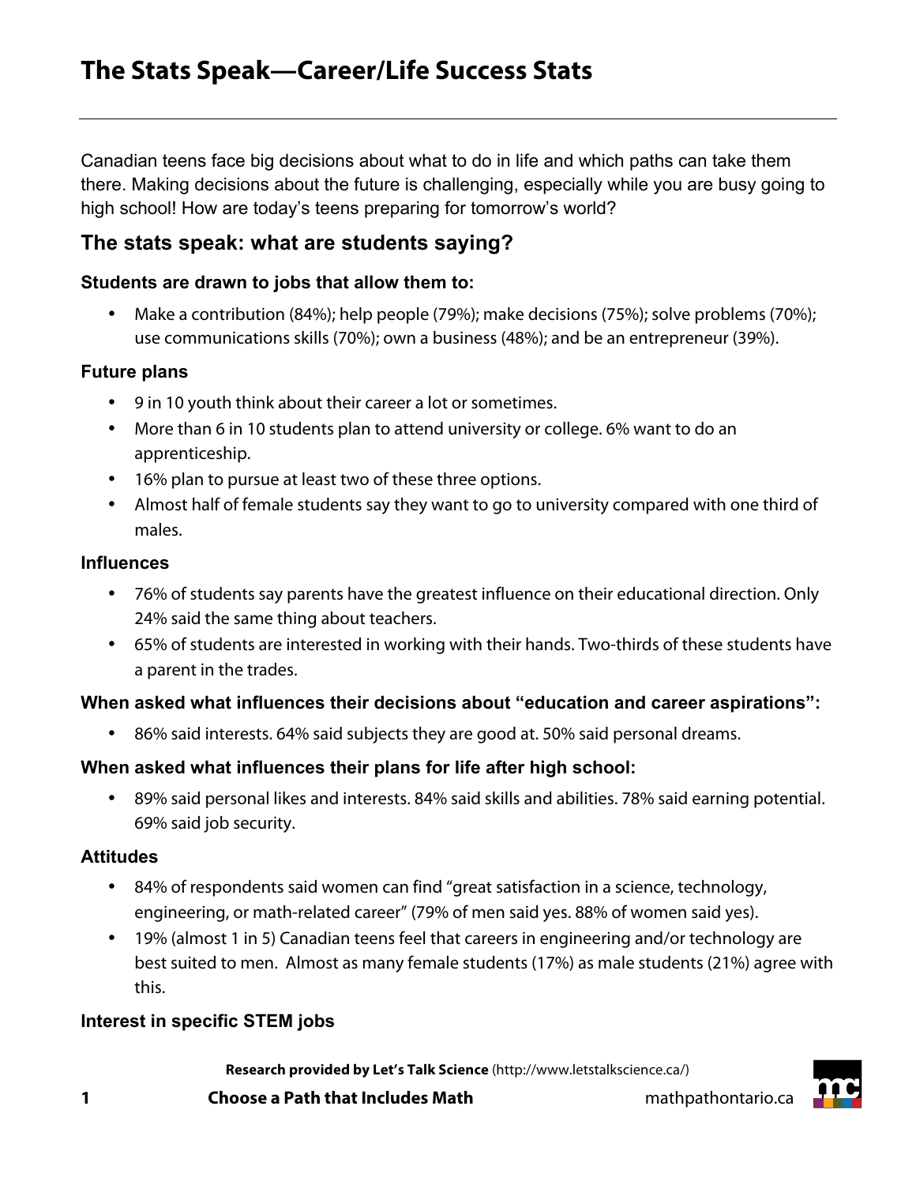# The Stats Speak—Career/Life Success Stats

Canadian teens face big decisions about what to do in life and which paths can take them there. Making decisions about the future is challenging, especially while you are busy going to high school! How are today's teens preparing for tomorrow's world?

## The stats speak: what are students saying?

### Students are drawn to jobs that allow them to:

- Make a contribution (84%); help people (79%); make decisions (75%); solve problems (70%); use communications skills (70%); own a business (48%); and be an entrepreneur (39%).

### Future plans

- 9 in 10 youth think about their career a lot or sometimes.
- More than 6 in 10 students plan to attend university or college. 6% want to do an apprenticeship.
- 16% plan to pursue at least two of these three options.
- Almost half of female students say they want to go to university compared with one third of males.

### Influences

- 76% of students say parents have the greatest influence on their educational direction. Only 24% said the same thing about teachers.
- 65% of students are interested in working with their hands. Two-thirds of these students have a parent in the trades.

### When asked what influences their decisions about "education and career aspirations":

- 86% said interests. 64% said subjects they are good at. 50% said personal dreams.

### When asked what influences their plans for life after high school:

- 89% said personal likes and interests. 84% said skills and abilities. 78% said earning potential. 69% said job security.

### Attitudes

- 84% of respondents said women can find "great satisfaction in a science, technology, engineering, or math-related career" (79% of men said yes. 88% of women said yes).
- 19% (almost 1 in 5) Canadian teens feel that careers in engineering and/or technology are best suited to men. Almost as many female students (17%) as male students (21%) agree with this.

### Interest in specific STEM jobs

**Research provided by Let's Talk Science** (http://www.letstalkscience.ca/)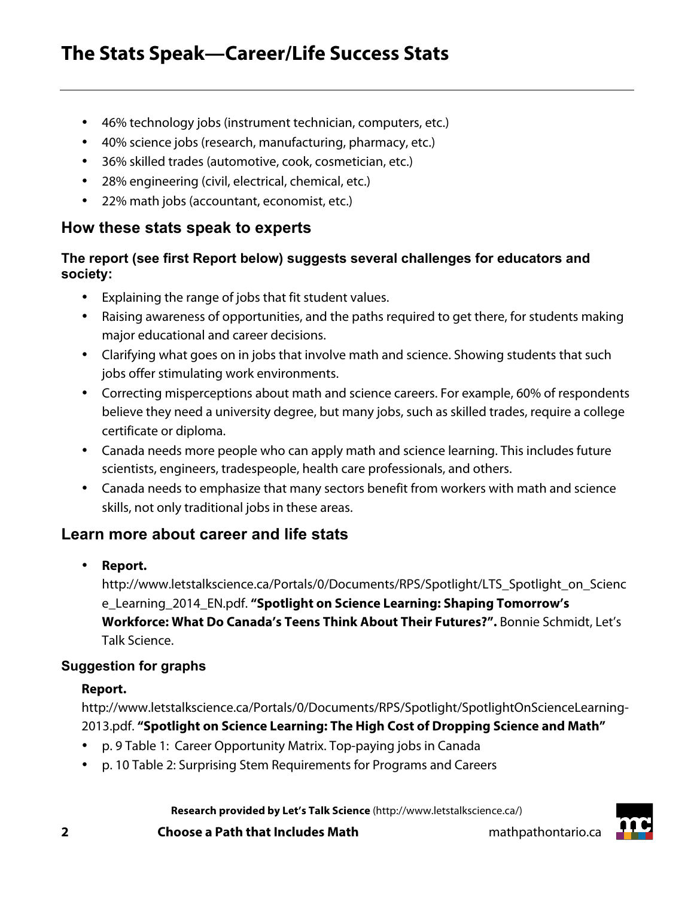# The Stats Speak—Career/Life Success Stats

- 46% technology jobs (instrument technician, computers, etc.)
- 40% science jobs (research, manufacturing, pharmacy, etc.)
- 36% skilled trades (automotive, cook, cosmetician, etc.)
- 28% engineering (civil, electrical, chemical, etc.)
- 22% math jobs (accountant, economist, etc.)

## How these stats speak to experts

### The report (see first Report below) suggests several challenges for educators and society:

- Explaining the range of jobs that fit student values.
- Raising awareness of opportunities, and the paths required to get there, for students making major educational and career decisions.
- Clarifying what goes on in jobs that involve math and science. Showing students that such jobs offer stimulating work environments.
- Correcting misperceptions about math and science careers. For example, 60% of respondents believe they need a university degree, but many jobs, such as skilled trades, require a college certificate or diploma.
- Canada needs more people who can apply math and science learning. This includes future scientists, engineers, tradespeople, health care professionals, and others.
- Canada needs to emphasize that many sectors benefit from workers with math and science skills, not only traditional jobs in these areas.

## Learn more about career and life stats

- **Report.** http://www.letstalkscience.ca/Portals/0/Documents/RPS/Spotlight/LTS_Spotlight_on_Science_Learning_2014_EN.pdf. **"Spotlight on Science Learning: Shaping Tomorrow's Workforce: What Do Canada's Teens Think About Their Futures?".** Bonnie Schmidt, Let's Talk Science.

### Suggestion for graphs

**Report.**
http://www.letstalkscience.ca/Portals/0/Documents/RPS/Spotlight/SpotlightOnScienceLearning-2013.pdf. **"Spotlight on Science Learning: The High Cost of Dropping Science and Math"**

- p. 9 Table 1: Career Opportunity Matrix. Top-paying jobs in Canada
- p. 10 Table 2: Surprising Stem Requirements for Programs and Careers

**Research provided by Let's Talk Science** (http://www.letstalkscience.ca/)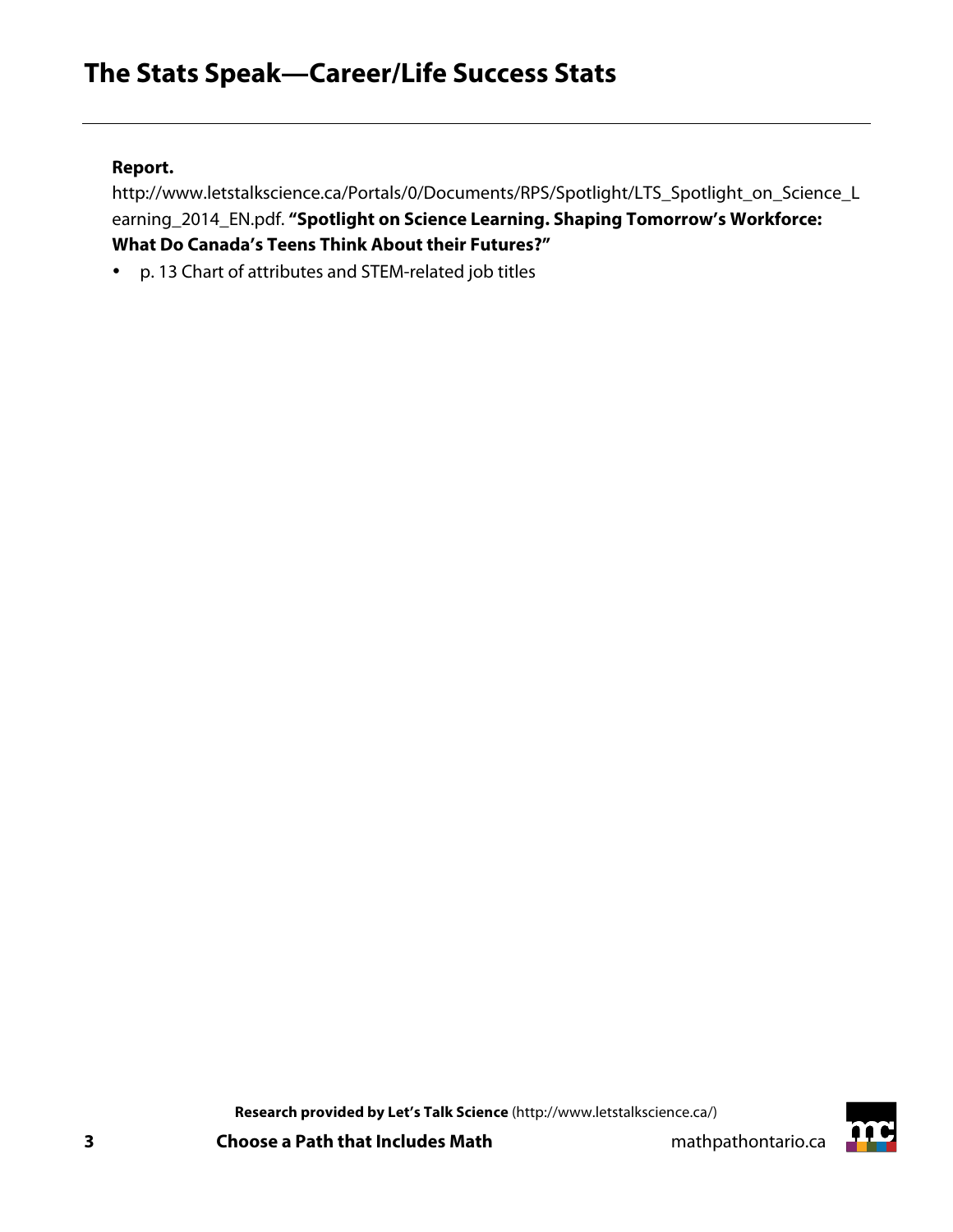**Report.**
http://www.letstalkscience.ca/Portals/0/Documents/RPS/Spotlight/LTS_Spotlight_on_Science_Learning_2014_EN.pdf. **"Spotlight on Science Learning. Shaping Tomorrow's Workforce: What Do Canada's Teens Think About their Futures?"**

- p. 13 Chart of attributes and STEM-related job titles

**Research provided by Let's Talk Science** (http://www.letstalkscience.ca/)